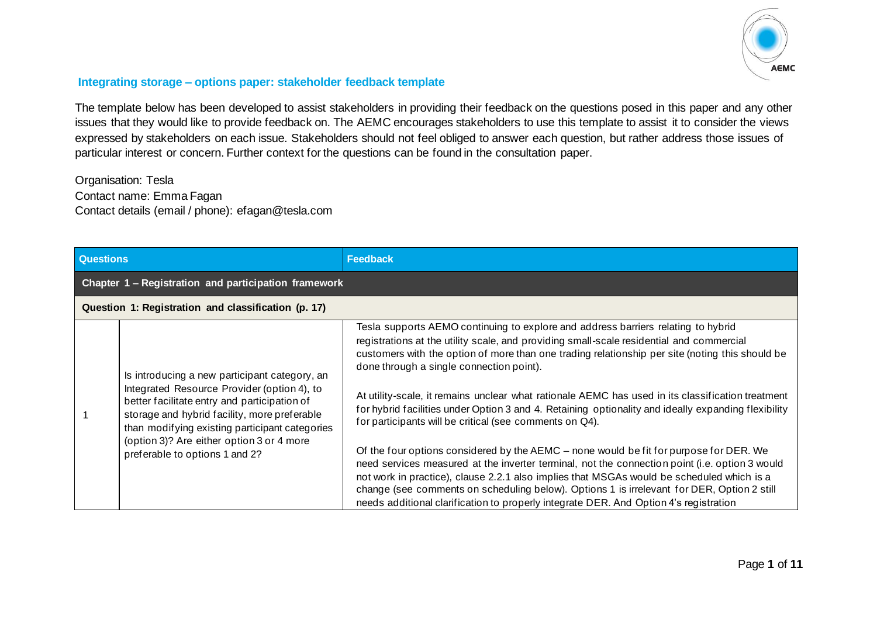## Integrating storage – options paper: stakeholder feedback template

The template below has been developed to assist stakeholders in providing their feedback on the questions posed in this paper and any other issues that they would like to provide feedback on. The AEMC encourages stakeholders to use this template to assist it to consider the views expressed by stakeholders on each issue. Stakeholders should not feel obliged to answer each question, but rather address those issues of particular interest or concern. Further context for the questions can be found in the consultation paper.

Organisation: Tesla
Contact name: Emma Fagan
Contact details (email / phone): efagan@tesla.com

| Questions | | Feedback |
|---|---|---|
| **Chapter 1 – Registration and participation framework** | | |
| **Question 1: Registration and classification (p. 17)** | | |
| 1 | Is introducing a new participant category, an Integrated Resource Provider (option 4), to better facilitate entry and participation of storage and hybrid facility, more preferable than modifying existing participant categories (option 3)? Are either option 3 or 4 more preferable to options 1 and 2? | Tesla supports AEMO continuing to explore and address barriers relating to hybrid registrations at the utility scale, and providing small-scale residential and commercial customers with the option of more than one trading relationship per site (noting this should be done through a single connection point).<br><br>At utility-scale, it remains unclear what rationale AEMC has used in its classification treatment for hybrid facilities under Option 3 and 4. Retaining optionality and ideally expanding flexibility for participants will be critical (see comments on Q4).<br><br>Of the four options considered by the AEMC – none would be fit for purpose for DER. We need services measured at the inverter terminal, not the connection point (i.e. option 3 would not work in practice), clause 2.2.1 also implies that MSGAs would be scheduled which is a change (see comments on scheduling below). Options 1 is irrelevant for DER, Option 2 still needs additional clarification to properly integrate DER. And Option 4's registration |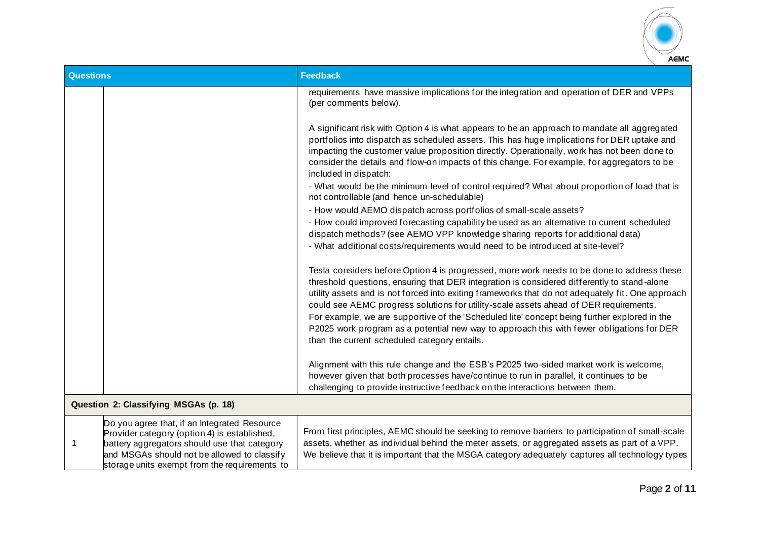| Questions | | Feedback |
|---|---|---|
| | | requirements have massive implications for the integration and operation of DER and VPPs (per comments below).<br><br>A significant risk with Option 4 is what appears to be an approach to mandate all aggregated portfolios into dispatch as scheduled assets. This has huge implications for DER uptake and impacting the customer value proposition directly. Operationally, work has not been done to consider the details and flow-on impacts of this change. For example, for aggregators to be included in dispatch:<br>- What would be the minimum level of control required? What about proportion of load that is not controllable (and hence un-schedulable)<br>- How would AEMO dispatch across portfolios of small-scale assets?<br>- How could improved forecasting capability be used as an alternative to current scheduled dispatch methods? (see AEMO VPP knowledge sharing reports for additional data)<br>- What additional costs/requirements would need to be introduced at site-level?<br><br>Tesla considers before Option 4 is progressed, more work needs to be done to address these threshold questions, ensuring that DER integration is considered differently to stand-alone utility assets and is not forced into exiting frameworks that do not adequately fit. One approach could see AEMC progress solutions for utility-scale assets ahead of DER requirements.<br>For example, we are supportive of the 'Scheduled lite' concept being further explored in the P2025 work program as a potential new way to approach this with fewer obligations for DER than the current scheduled category entails.<br><br>Alignment with this rule change and the ESB's P2025 two-sided market work is welcome, however given that both processes have/continue to run in parallel, it continues to be challenging to provide instructive feedback on the interactions between them. |
| **Question 2: Classifying MSGAs (p. 18)** | | |
| 1 | Do you agree that, if an Integrated Resource Provider category (option 4) is established, battery aggregators should use that category and MSGAs should not be allowed to classify storage units exempt from the requirements to | From first principles, AEMC should be seeking to remove barriers to participation of small-scale assets, whether as individual behind the meter assets, or aggregated assets as part of a VPP. We believe that it is important that the MSGA category adequately captures all technology types |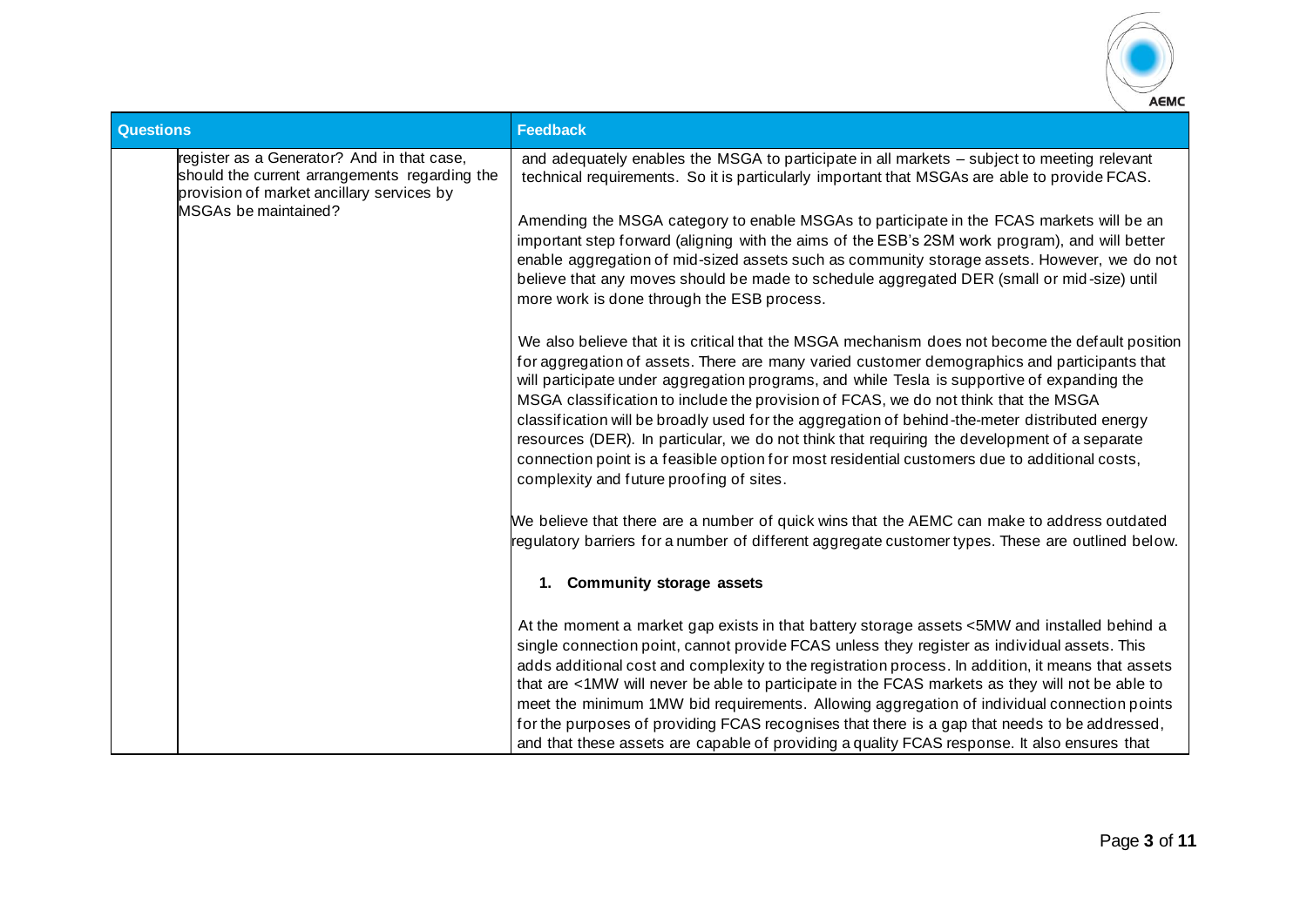| Questions | | Feedback |
|---|---|---|
| | register as a Generator? And in that case, should the current arrangements regarding the provision of market ancillary services by MSGAs be maintained? | and adequately enables the MSGA to participate in all markets – subject to meeting relevant technical requirements. So it is particularly important that MSGAs are able to provide FCAS.<br><br>Amending the MSGA category to enable MSGAs to participate in the FCAS markets will be an important step forward (aligning with the aims of the ESB's 2SM work program), and will better enable aggregation of mid-sized assets such as community storage assets. However, we do not believe that any moves should be made to schedule aggregated DER (small or mid-size) until more work is done through the ESB process.<br><br>We also believe that it is critical that the MSGA mechanism does not become the default position for aggregation of assets. There are many varied customer demographics and participants that will participate under aggregation programs, and while Tesla is supportive of expanding the MSGA classification to include the provision of FCAS, we do not think that the MSGA classification will be broadly used for the aggregation of behind-the-meter distributed energy resources (DER). In particular, we do not think that requiring the development of a separate connection point is a feasible option for most residential customers due to additional costs, complexity and future proofing of sites.<br><br>We believe that there are a number of quick wins that the AEMC can make to address outdated regulatory barriers for a number of different aggregate customer types. These are outlined below.<br><br>**1. Community storage assets**<br><br>At the moment a market gap exists in that battery storage assets <5MW and installed behind a single connection point, cannot provide FCAS unless they register as individual assets. This adds additional cost and complexity to the registration process. In addition, it means that assets that are <1MW will never be able to participate in the FCAS markets as they will not be able to meet the minimum 1MW bid requirements. Allowing aggregation of individual connection points for the purposes of providing FCAS recognises that there is a gap that needs to be addressed, and that these assets are capable of providing a quality FCAS response. It also ensures that |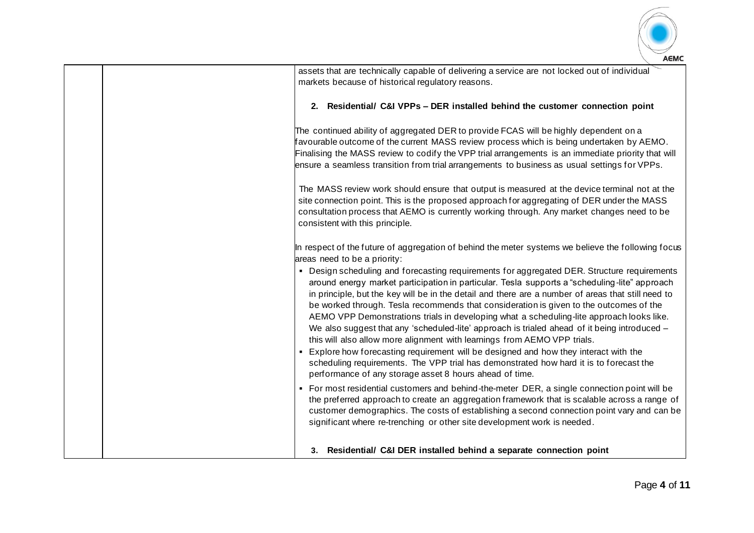| | | |
|---|---|---|
| | | assets that are technically capable of delivering a service are not locked out of individual markets because of historical regulatory reasons.<br><br>**2. Residential/ C&I VPPs – DER installed behind the customer connection point**<br><br>The continued ability of aggregated DER to provide FCAS will be highly dependent on a favourable outcome of the current MASS review process which is being undertaken by AEMO. Finalising the MASS review to codify the VPP trial arrangements is an immediate priority that will ensure a seamless transition from trial arrangements to business as usual settings for VPPs.<br><br>The MASS review work should ensure that output is measured at the device terminal not at the site connection point. This is the proposed approach for aggregating of DER under the MASS consultation process that AEMO is currently working through. Any market changes need to be consistent with this principle.<br><br>In respect of the future of aggregation of behind the meter systems we believe the following focus areas need to be a priority:<br>▪ Design scheduling and forecasting requirements for aggregated DER. Structure requirements around energy market participation in particular. Tesla supports a "scheduling-lite" approach in principle, but the key will be in the detail and there are a number of areas that still need to be worked through. Tesla recommends that consideration is given to the outcomes of the AEMO VPP Demonstrations trials in developing what a scheduling-lite approach looks like. We also suggest that any 'scheduled-lite' approach is trialed ahead of it being introduced – this will also allow more alignment with learnings from AEMO VPP trials.<br>▪ Explore how forecasting requirement will be designed and how they interact with the scheduling requirements. The VPP trial has demonstrated how hard it is to forecast the performance of any storage asset 8 hours ahead of time.<br>▪ For most residential customers and behind-the-meter DER, a single connection point will be the preferred approach to create an aggregation framework that is scalable across a range of customer demographics. The costs of establishing a second connection point vary and can be significant where re-trenching or other site development work is needed.<br><br>**3. Residential/ C&I DER installed behind a separate connection point** |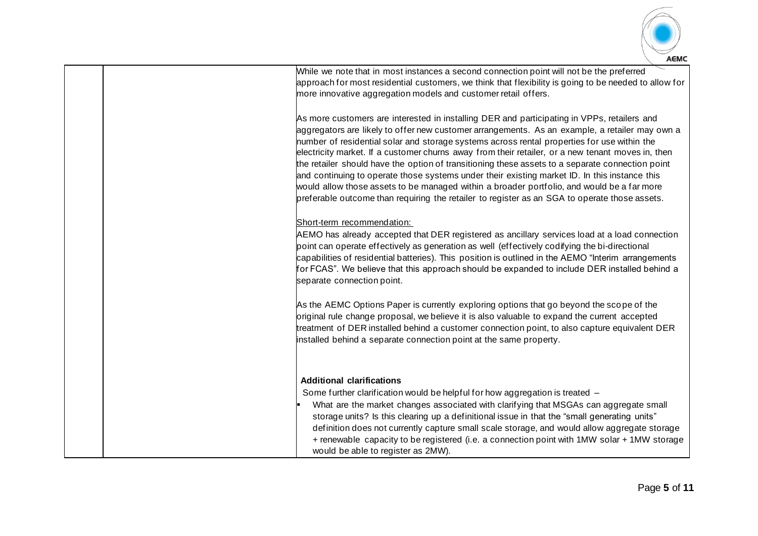| | | |
|---|---|---|
| | | While we note that in most instances a second connection point will not be the preferred approach for most residential customers, we think that flexibility is going to be needed to allow for more innovative aggregation models and customer retail offers.<br><br>As more customers are interested in installing DER and participating in VPPs, retailers and aggregators are likely to offer new customer arrangements. As an example, a retailer may own a number of residential solar and storage systems across rental properties for use within the electricity market. If a customer churns away from their retailer, or a new tenant moves in, then the retailer should have the option of transitioning these assets to a separate connection point and continuing to operate those systems under their existing market ID. In this instance this would allow those assets to be managed within a broader portfolio, and would be a far more preferable outcome than requiring the retailer to register as an SGA to operate those assets.<br><br><u>Short-term recommendation:</u><br>AEMO has already accepted that DER registered as ancillary services load at a load connection point can operate effectively as generation as well (effectively codifying the bi-directional capabilities of residential batteries). This position is outlined in the AEMO "Interim arrangements for FCAS". We believe that this approach should be expanded to include DER installed behind a separate connection point.<br><br>As the AEMC Options Paper is currently exploring options that go beyond the scope of the original rule change proposal, we believe it is also valuable to expand the current accepted treatment of DER installed behind a customer connection point, to also capture equivalent DER installed behind a separate connection point at the same property.<br><br>**Additional clarifications**<br>Some further clarification would be helpful for how aggregation is treated –<br>▪ What are the market changes associated with clarifying that MSGAs can aggregate small storage units? Is this clearing up a definitional issue in that the "small generating units" definition does not currently capture small scale storage, and would allow aggregate storage + renewable capacity to be registered (i.e. a connection point with 1MW solar + 1MW storage would be able to register as 2MW). |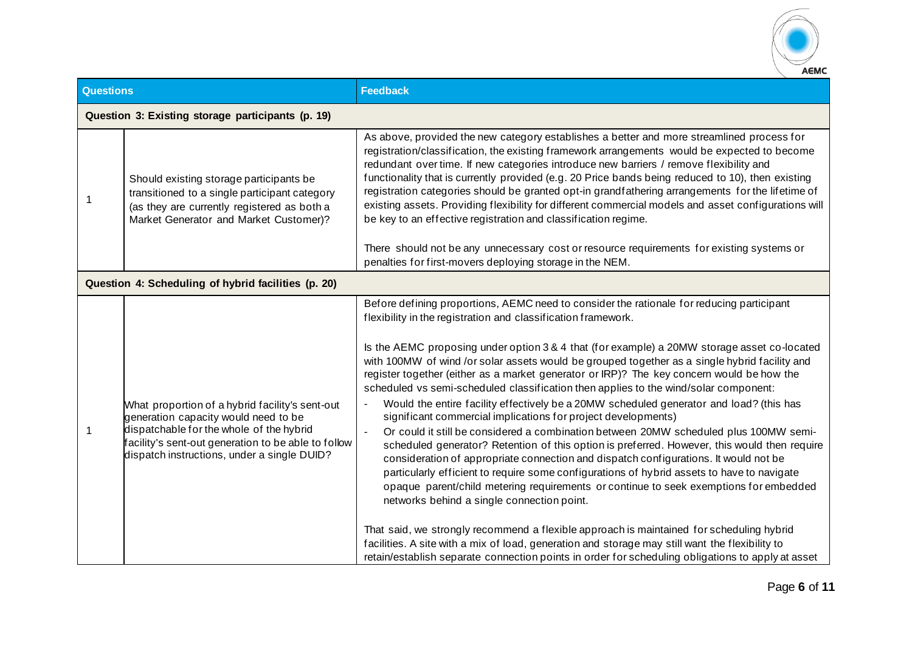| Questions | | Feedback |
|---|---|---|
| **Question 3: Existing storage participants (p. 19)** | | |
| 1 | Should existing storage participants be transitioned to a single participant category (as they are currently registered as both a Market Generator and Market Customer)? | As above, provided the new category establishes a better and more streamlined process for registration/classification, the existing framework arrangements would be expected to become redundant over time. If new categories introduce new barriers / remove flexibility and functionality that is currently provided (e.g. 20 Price bands being reduced to 10), then existing registration categories should be granted opt-in grandfathering arrangements for the lifetime of existing assets. Providing flexibility for different commercial models and asset configurations will be key to an effective registration and classification regime.<br><br>There should not be any unnecessary cost or resource requirements for existing systems or penalties for first-movers deploying storage in the NEM. |
| **Question 4: Scheduling of hybrid facilities (p. 20)** | | |
| 1 | What proportion of a hybrid facility's sent-out generation capacity would need to be dispatchable for the whole of the hybrid facility's sent-out generation to be able to follow dispatch instructions, under a single DUID? | Before defining proportions, AEMC need to consider the rationale for reducing participant flexibility in the registration and classification framework.<br><br>Is the AEMC proposing under option 3 & 4 that (for example) a 20MW storage asset co-located with 100MW of wind /or solar assets would be grouped together as a single hybrid facility and register together (either as a market generator or IRP)? The key concern would be how the scheduled vs semi-scheduled classification then applies to the wind/solar component:<br>- Would the entire facility effectively be a 20MW scheduled generator and load? (this has significant commercial implications for project developments)<br>- Or could it still be considered a combination between 20MW scheduled plus 100MW semi-scheduled generator? Retention of this option is preferred. However, this would then require consideration of appropriate connection and dispatch configurations. It would not be particularly efficient to require some configurations of hybrid assets to have to navigate opaque parent/child metering requirements or continue to seek exemptions for embedded networks behind a single connection point.<br><br>That said, we strongly recommend a flexible approach is maintained for scheduling hybrid facilities. A site with a mix of load, generation and storage may still want the flexibility to retain/establish separate connection points in order for scheduling obligations to apply at asset |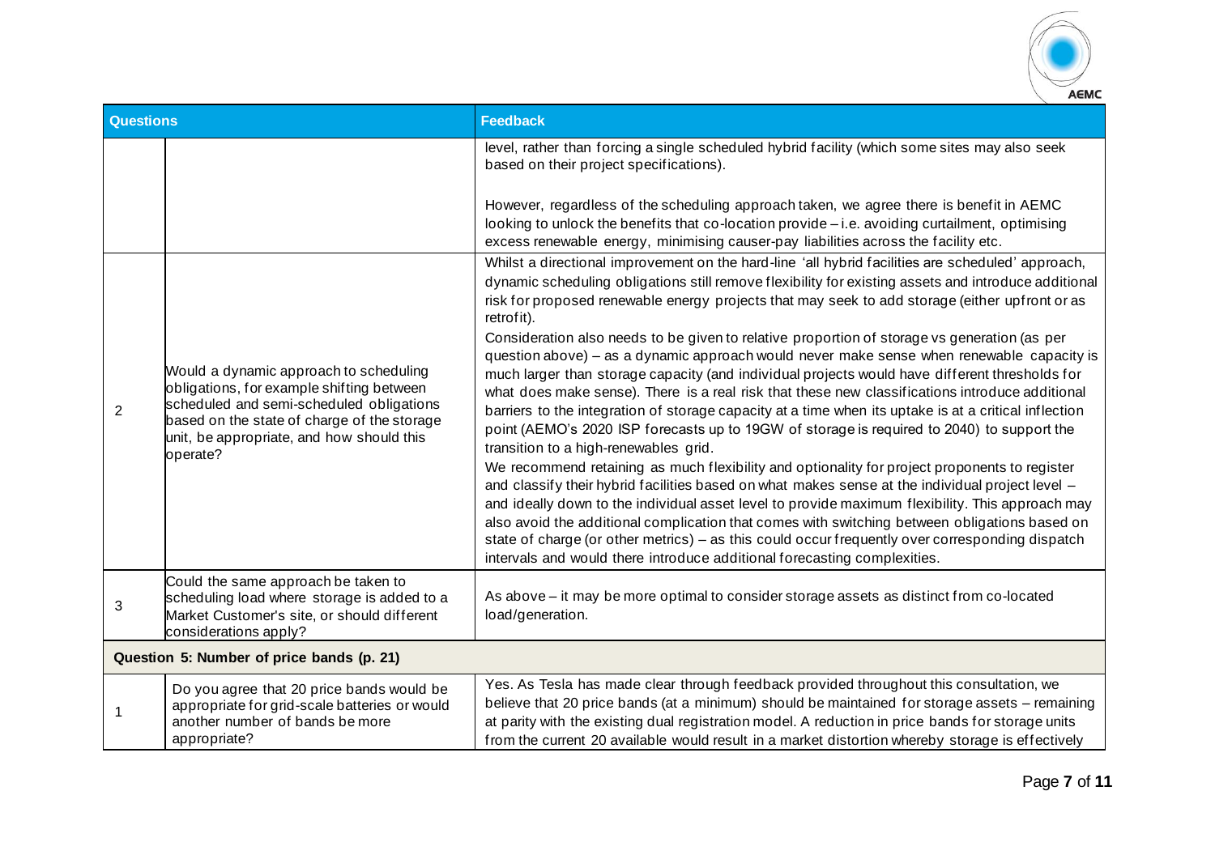| Questions | | Feedback |
|---|---|---|
| | | level, rather than forcing a single scheduled hybrid facility (which some sites may also seek based on their project specifications).<br><br>However, regardless of the scheduling approach taken, we agree there is benefit in AEMC looking to unlock the benefits that co-location provide – i.e. avoiding curtailment, optimising excess renewable energy, minimising causer-pay liabilities across the facility etc. |
| 2 | Would a dynamic approach to scheduling obligations, for example shifting between scheduled and semi-scheduled obligations based on the state of charge of the storage unit, be appropriate, and how should this operate? | Whilst a directional improvement on the hard-line 'all hybrid facilities are scheduled' approach, dynamic scheduling obligations still remove flexibility for existing assets and introduce additional risk for proposed renewable energy projects that may seek to add storage (either upfront or as retrofit).<br>Consideration also needs to be given to relative proportion of storage vs generation (as per question above) – as a dynamic approach would never make sense when renewable capacity is much larger than storage capacity (and individual projects would have different thresholds for what does make sense). There is a real risk that these new classifications introduce additional barriers to the integration of storage capacity at a time when its uptake is at a critical inflection point (AEMO's 2020 ISP forecasts up to 19GW of storage is required to 2040) to support the transition to a high-renewables grid.<br>We recommend retaining as much flexibility and optionality for project proponents to register and classify their hybrid facilities based on what makes sense at the individual project level – and ideally down to the individual asset level to provide maximum flexibility. This approach may also avoid the additional complication that comes with switching between obligations based on state of charge (or other metrics) – as this could occur frequently over corresponding dispatch intervals and would there introduce additional forecasting complexities. |
| 3 | Could the same approach be taken to scheduling load where storage is added to a Market Customer's site, or should different considerations apply? | As above – it may be more optimal to consider storage assets as distinct from co-located load/generation. |
| **Question 5: Number of price bands (p. 21)** | | |
| 1 | Do you agree that 20 price bands would be appropriate for grid-scale batteries or would another number of bands be more appropriate? | Yes. As Tesla has made clear through feedback provided throughout this consultation, we believe that 20 price bands (at a minimum) should be maintained for storage assets – remaining at parity with the existing dual registration model. A reduction in price bands for storage units from the current 20 available would result in a market distortion whereby storage is effectively |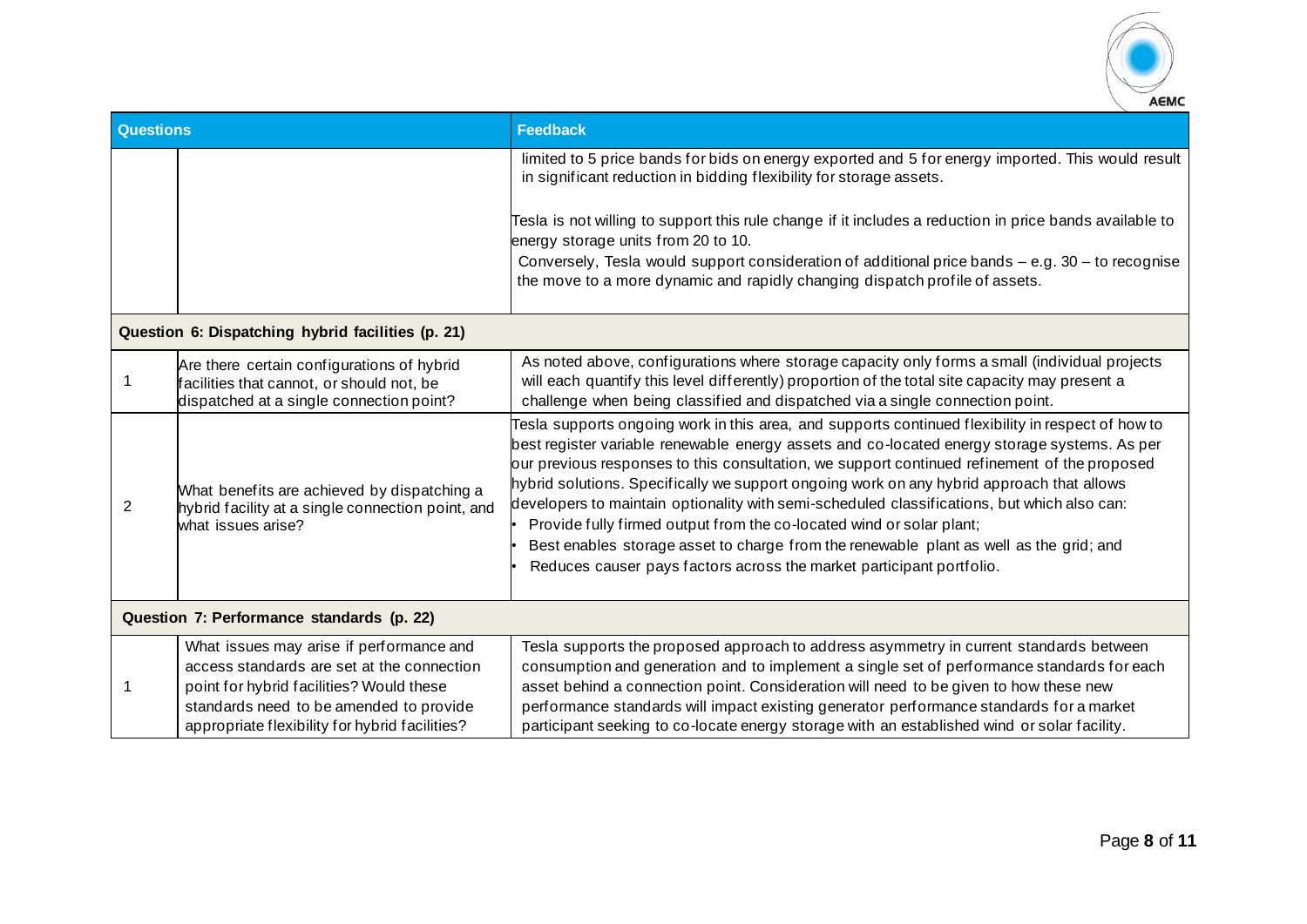| Questions | | Feedback |
|---|---|---|
| | | limited to 5 price bands for bids on energy exported and 5 for energy imported. This would result in significant reduction in bidding flexibility for storage assets.<br><br>Tesla is not willing to support this rule change if it includes a reduction in price bands available to energy storage units from 20 to 10.<br>Conversely, Tesla would support consideration of additional price bands – e.g. 30 – to recognise the move to a more dynamic and rapidly changing dispatch profile of assets. |
| **Question 6: Dispatching hybrid facilities (p. 21)** | | |
| 1 | Are there certain configurations of hybrid facilities that cannot, or should not, be dispatched at a single connection point? | As noted above, configurations where storage capacity only forms a small (individual projects will each quantify this level differently) proportion of the total site capacity may present a challenge when being classified and dispatched via a single connection point. |
| 2 | What benefits are achieved by dispatching a hybrid facility at a single connection point, and what issues arise? | Tesla supports ongoing work in this area, and supports continued flexibility in respect of how to best register variable renewable energy assets and co-located energy storage systems. As per our previous responses to this consultation, we support continued refinement of the proposed hybrid solutions. Specifically we support ongoing work on any hybrid approach that allows developers to maintain optionality with semi-scheduled classifications, but which also can:<br>• Provide fully firmed output from the co-located wind or solar plant;<br>• Best enables storage asset to charge from the renewable plant as well as the grid; and<br>• Reduces causer pays factors across the market participant portfolio. |
| **Question 7: Performance standards (p. 22)** | | |
| 1 | What issues may arise if performance and access standards are set at the connection point for hybrid facilities? Would these standards need to be amended to provide appropriate flexibility for hybrid facilities? | Tesla supports the proposed approach to address asymmetry in current standards between consumption and generation and to implement a single set of performance standards for each asset behind a connection point. Consideration will need to be given to how these new performance standards will impact existing generator performance standards for a market participant seeking to co-locate energy storage with an established wind or solar facility. |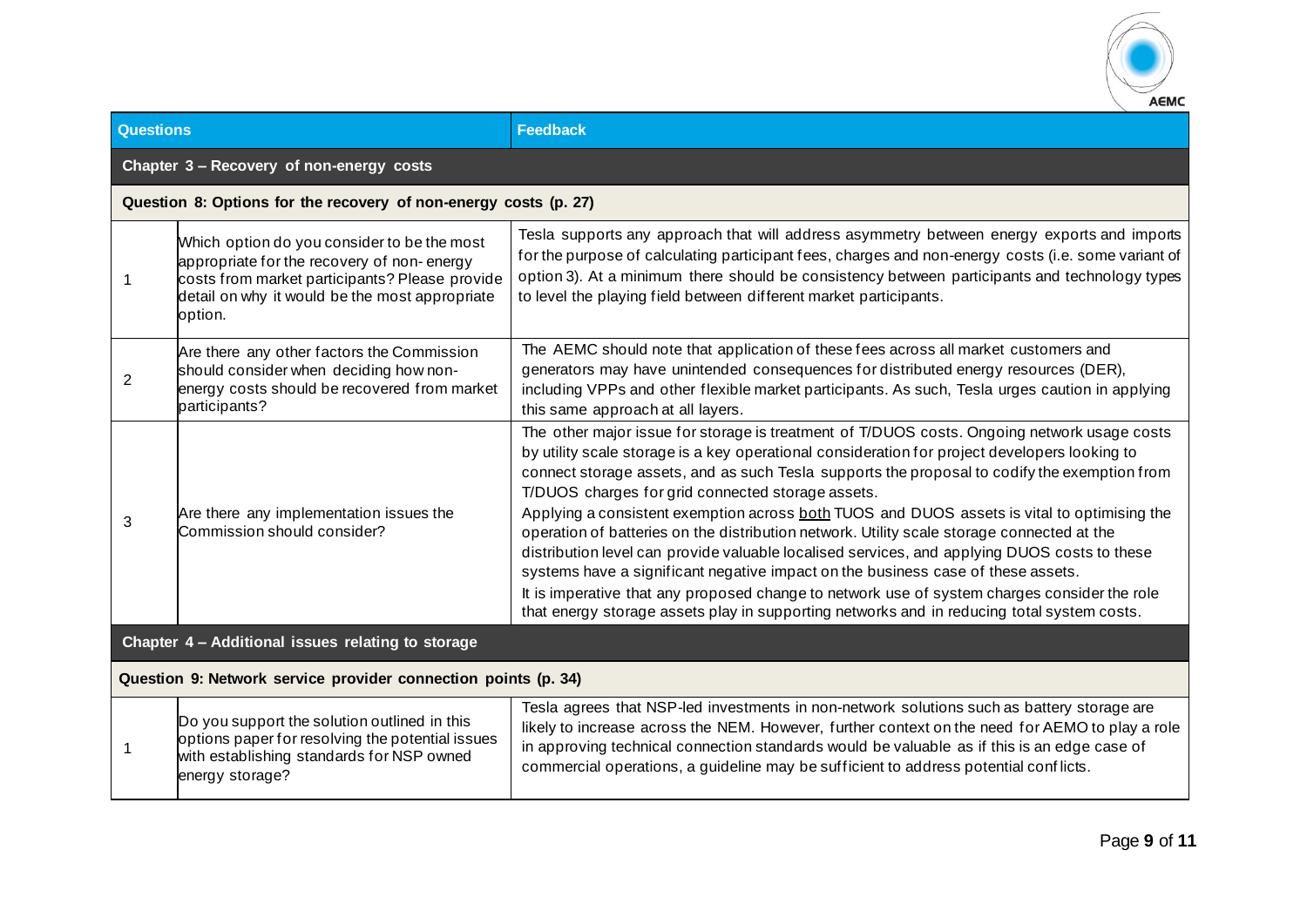| Questions | | Feedback |
|---|---|---|
| **Chapter 3 – Recovery of non-energy costs** | | |
| **Question 8: Options for the recovery of non-energy costs (p. 27)** | | |
| 1 | Which option do you consider to be the most appropriate for the recovery of non- energy costs from market participants? Please provide detail on why it would be the most appropriate option. | Tesla supports any approach that will address asymmetry between energy exports and imports for the purpose of calculating participant fees, charges and non-energy costs (i.e. some variant of option 3). At a minimum there should be consistency between participants and technology types to level the playing field between different market participants. |
| 2 | Are there any other factors the Commission should consider when deciding how non-energy costs should be recovered from market participants? | The AEMC should note that application of these fees across all market customers and generators may have unintended consequences for distributed energy resources (DER), including VPPs and other flexible market participants. As such, Tesla urges caution in applying this same approach at all layers. |
| 3 | Are there any implementation issues the Commission should consider? | The other major issue for storage is treatment of T/DUOS costs. Ongoing network usage costs by utility scale storage is a key operational consideration for project developers looking to connect storage assets, and as such Tesla supports the proposal to codify the exemption from T/DUOS charges for grid connected storage assets.<br>Applying a consistent exemption across both TUOS and DUOS assets is vital to optimising the operation of batteries on the distribution network. Utility scale storage connected at the distribution level can provide valuable localised services, and applying DUOS costs to these systems have a significant negative impact on the business case of these assets.<br>It is imperative that any proposed change to network use of system charges consider the role that energy storage assets play in supporting networks and in reducing total system costs. |
| **Chapter 4 – Additional issues relating to storage** | | |
| **Question 9: Network service provider connection points (p. 34)** | | |
| 1 | Do you support the solution outlined in this options paper for resolving the potential issues with establishing standards for NSP owned energy storage? | Tesla agrees that NSP-led investments in non-network solutions such as battery storage are likely to increase across the NEM. However, further context on the need for AEMO to play a role in approving technical connection standards would be valuable as if this is an edge case of commercial operations, a guideline may be sufficient to address potential conflicts. |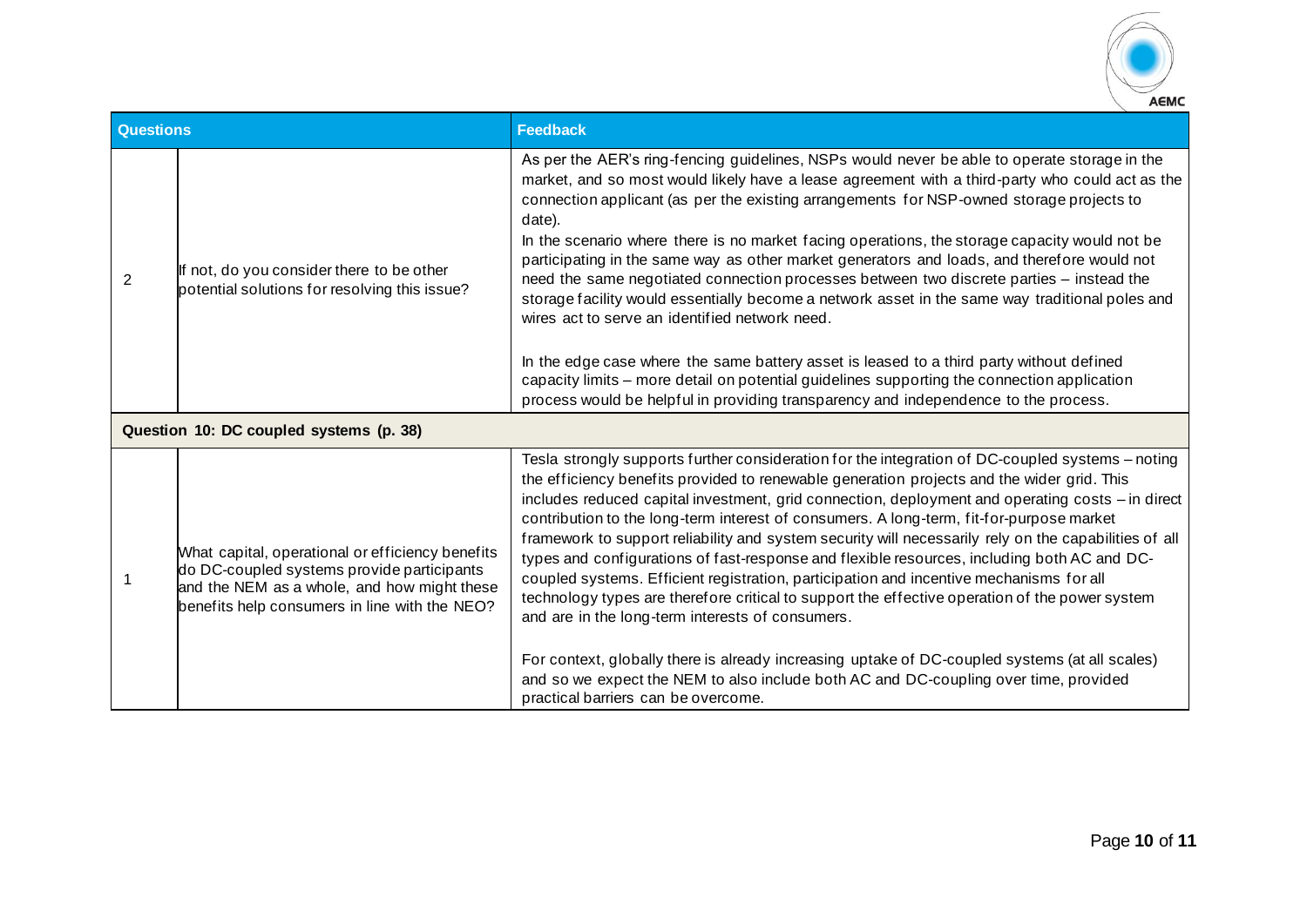| Questions | | Feedback |
|---|---|---|
| 2 | If not, do you consider there to be other potential solutions for resolving this issue? | As per the AER's ring-fencing guidelines, NSPs would never be able to operate storage in the market, and so most would likely have a lease agreement with a third-party who could act as the connection applicant (as per the existing arrangements for NSP-owned storage projects to date).<br>In the scenario where there is no market facing operations, the storage capacity would not be participating in the same way as other market generators and loads, and therefore would not need the same negotiated connection processes between two discrete parties – instead the storage facility would essentially become a network asset in the same way traditional poles and wires act to serve an identified network need.<br><br>In the edge case where the same battery asset is leased to a third party without defined capacity limits – more detail on potential guidelines supporting the connection application process would be helpful in providing transparency and independence to the process. |
| **Question 10: DC coupled systems (p. 38)** | | |
| 1 | What capital, operational or efficiency benefits do DC-coupled systems provide participants and the NEM as a whole, and how might these benefits help consumers in line with the NEO? | Tesla strongly supports further consideration for the integration of DC-coupled systems – noting the efficiency benefits provided to renewable generation projects and the wider grid. This includes reduced capital investment, grid connection, deployment and operating costs – in direct contribution to the long-term interest of consumers. A long-term, fit-for-purpose market framework to support reliability and system security will necessarily rely on the capabilities of all types and configurations of fast-response and flexible resources, including both AC and DC-coupled systems. Efficient registration, participation and incentive mechanisms for all technology types are therefore critical to support the effective operation of the power system and are in the long-term interests of consumers.<br><br>For context, globally there is already increasing uptake of DC-coupled systems (at all scales) and so we expect the NEM to also include both AC and DC-coupling over time, provided practical barriers can be overcome. |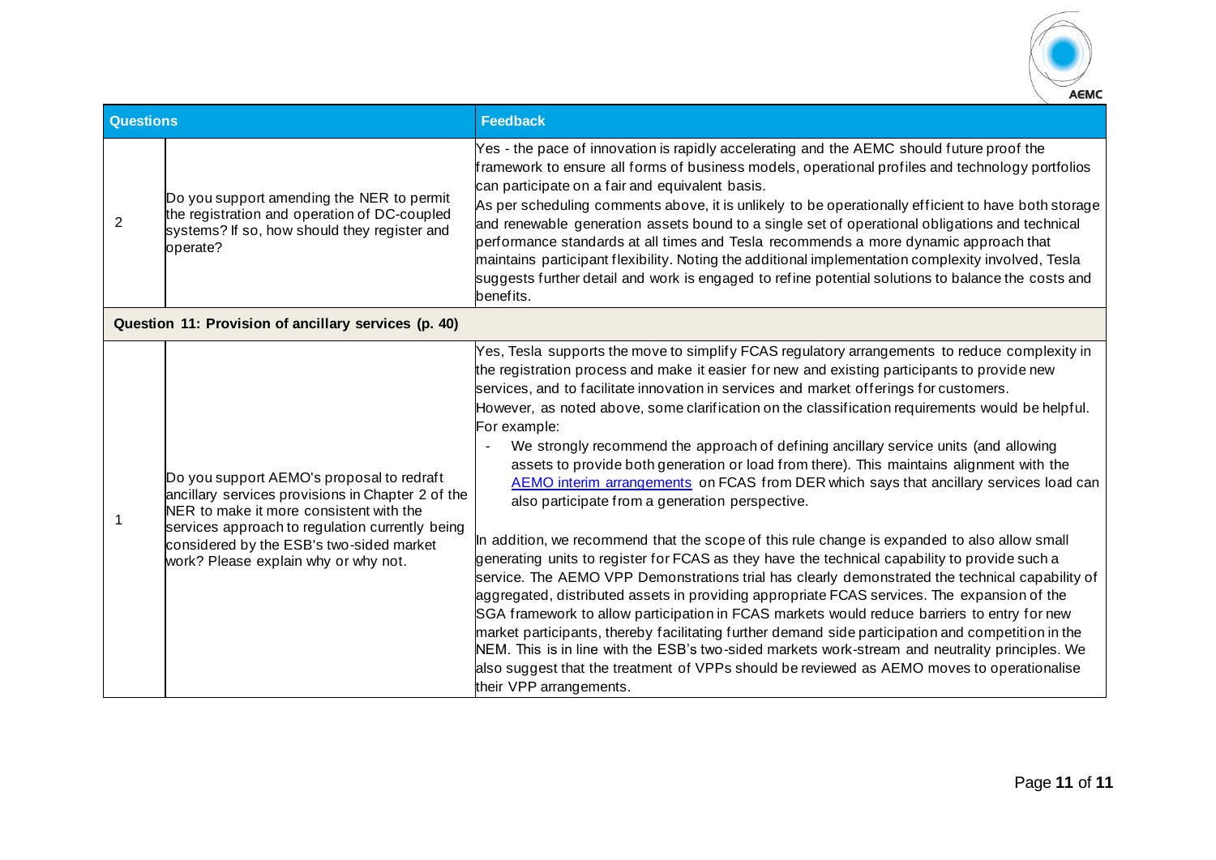| Questions | | Feedback |
|---|---|---|
| 2 | Do you support amending the NER to permit the registration and operation of DC-coupled systems? If so, how should they register and operate? | Yes - the pace of innovation is rapidly accelerating and the AEMC should future proof the framework to ensure all forms of business models, operational profiles and technology portfolios can participate on a fair and equivalent basis.<br>As per scheduling comments above, it is unlikely to be operationally efficient to have both storage and renewable generation assets bound to a single set of operational obligations and technical performance standards at all times and Tesla recommends a more dynamic approach that maintains participant flexibility. Noting the additional implementation complexity involved, Tesla suggests further detail and work is engaged to refine potential solutions to balance the costs and benefits. |
| **Question 11: Provision of ancillary services (p. 40)** | | |
| 1 | Do you support AEMO's proposal to redraft ancillary services provisions in Chapter 2 of the NER to make it more consistent with the services approach to regulation currently being considered by the ESB's two-sided market work? Please explain why or why not. | Yes, Tesla supports the move to simplify FCAS regulatory arrangements to reduce complexity in the registration process and make it easier for new and existing participants to provide new services, and to facilitate innovation in services and market offerings for customers.<br>However, as noted above, some clarification on the classification requirements would be helpful. For example:<br>- We strongly recommend the approach of defining ancillary service units (and allowing assets to provide both generation or load from there). This maintains alignment with the AEMO interim arrangements on FCAS from DER which says that ancillary services load can also participate from a generation perspective.<br><br>In addition, we recommend that the scope of this rule change is expanded to also allow small generating units to register for FCAS as they have the technical capability to provide such a service. The AEMO VPP Demonstrations trial has clearly demonstrated the technical capability of aggregated, distributed assets in providing appropriate FCAS services. The expansion of the SGA framework to allow participation in FCAS markets would reduce barriers to entry for new market participants, thereby facilitating further demand side participation and competition in the NEM. This is in line with the ESB's two-sided markets work-stream and neutrality principles. We also suggest that the treatment of VPPs should be reviewed as AEMO moves to operationalise their VPP arrangements. |